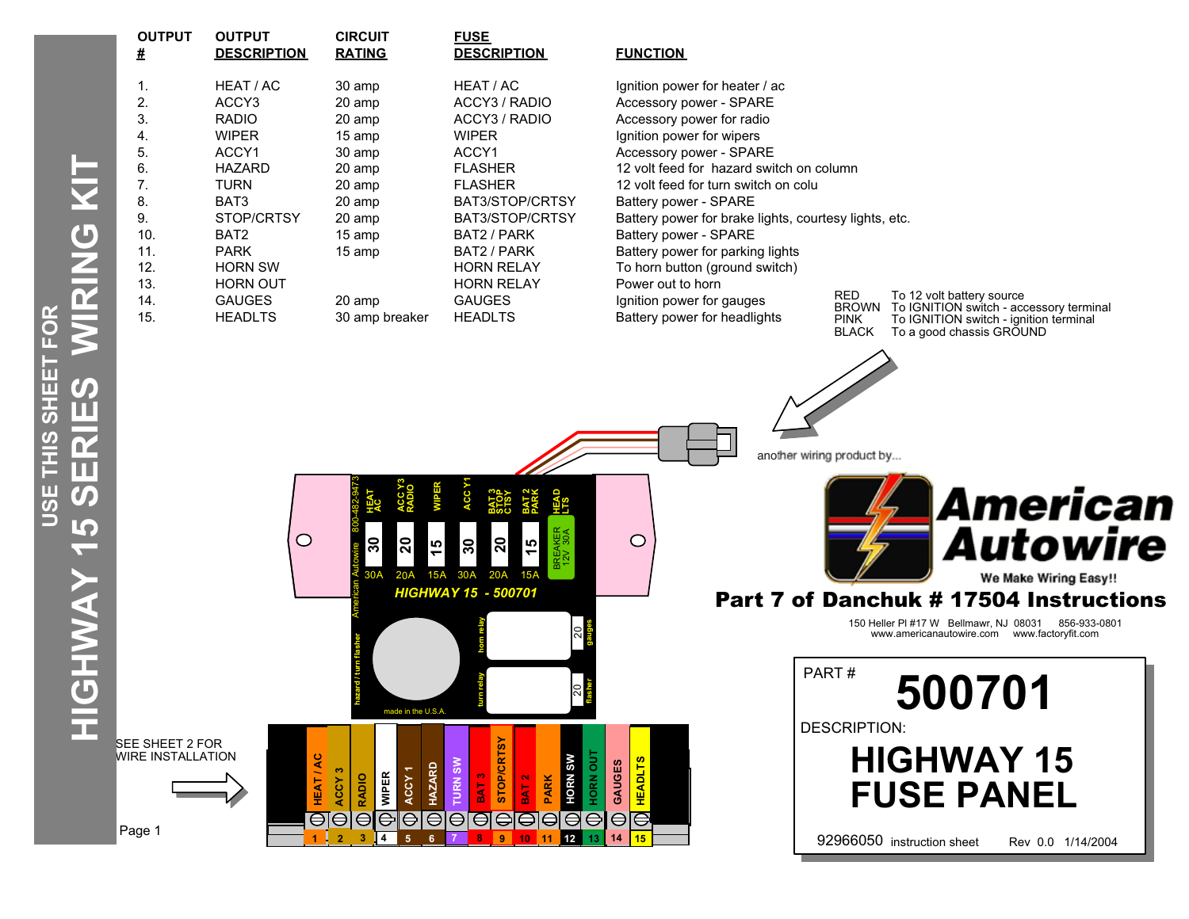# USE THIS SHEET FOR HIGHWAY 15 SERIES WIRING KIT

| OUTPUT # | OUTPUT DESCRIPTION | CIRCUIT RATING | FUSE DESCRIPTION | FUNCTION |
|---|---|---|---|---|
| 1. | HEAT / AC | 30 amp | HEAT / AC | Ignition power for heater / ac |
| 2. | ACCY3 | 20 amp | ACCY3 / RADIO | Accessory power - SPARE |
| 3. | RADIO | 20 amp | ACCY3 / RADIO | Accessory power for radio |
| 4. | WIPER | 15 amp | WIPER | Ignition power for wipers |
| 5. | ACCY1 | 30 amp | ACCY1 | Accessory power - SPARE |
| 6. | HAZARD | 20 amp | FLASHER | 12 volt feed for hazard switch on column |
| 7. | TURN | 20 amp | FLASHER | 12 volt feed for turn switch on colu |
| 8. | BAT3 | 20 amp | BAT3/STOP/CRTSY | Battery power - SPARE |
| 9. | STOP/CRTSY | 20 amp | BAT3/STOP/CRTSY | Battery power for brake lights, courtesy lights, etc. |
| 10. | BAT2 | 15 amp | BAT2 / PARK | Battery power - SPARE |
| 11. | PARK | 15 amp | BAT2 / PARK | Battery power for parking lights |
| 12. | HORN SW | | HORN RELAY | To horn button (ground switch) |
| 13. | HORN OUT | | HORN RELAY | Power out to horn |
| 14. | GAUGES | 20 amp | GAUGES | Ignition power for gauges |
| 15. | HEADLTS | 30 amp breaker | HEADLTS | Battery power for headlights |

| Wire | Connection |
|---|---|
| RED | To 12 volt battery source |
| BROWN | To IGNITION switch - accessory terminal |
| PINK | To IGNITION switch - ignition terminal |
| BLACK | To a good chassis GROUND |

Fuse panel: HIGHWAY 15 - 500701 (American Autowire 800-482-9473)

| HEAT AC | ACC Y3 RADIO | WIPER | ACC Y1 | BAT 3 STOP CTSY | BAT 2 PARK | HEAD LTS |
|---|---|---|---|---|---|---|
| 30A | 20A | 15A | 30A | 20A | 15A | BREAKER 12V 30A |

hazard / turn flasher; horn relay (20, gauges); turn relay (20, flasher); made in the U.S.A.

Terminal strip: 1 HEAT / AC, 2 ACCY 3, 3 RADIO, 4 WIPER, 5 ACCY 1, 6 HAZARD, 7 TURN SW, 8 BAT 3, 9 STOP/CRTSY, 10 BAT 2, 11 PARK, 12 HORN SW, 13 HORN OUT, 14 GAUGES, 15 HEADLTS

SEE SHEET 2 FOR WIRE INSTALLATION

another wiring product by...

**American Autowire**

We Make Wiring Easy!!

## Part 7 of Danchuk # 17504 Instructions

150 Heller Pl #17 W Bellmawr, NJ 08031 856-933-0801
www.americanautowire.com www.factoryfit.com

PART # **500701**

DESCRIPTION:

**HIGHWAY 15 FUSE PANEL**

92966050 instruction sheet Rev 0.0 1/14/2004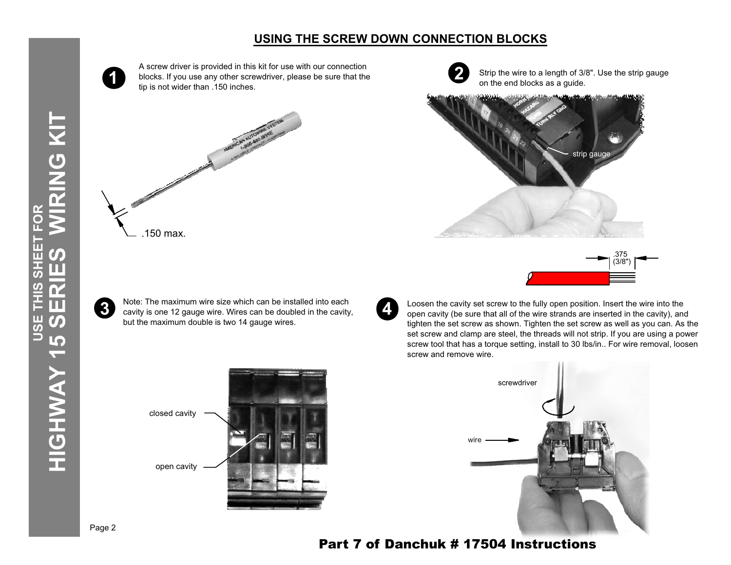# USING THE SCREW DOWN CONNECTION BLOCKS

**1** A screw driver is provided in this kit for use with our connection blocks. If you use any other screwdriver, please be sure that the tip is not wider than .150 inches.

.150 max.

**2** Strip the wire to a length of 3/8". Use the strip gauge on the end blocks as a guide.

strip gauge

.375 (3/8")

**3** Note: The maximum wire size which can be installed into each cavity is one 12 gauge wire. Wires can be doubled in the cavity, but the maximum double is two 14 gauge wires.

closed cavity

open cavity

**4** Loosen the cavity set screw to the fully open position. Insert the wire into the open cavity (be sure that all of the wire strands are inserted in the cavity), and tighten the set screw as shown. Tighten the set screw as well as you can. As the set screw and clamp are steel, the threads will not strip. If you are using a power screw tool that has a torque setting, install to 30 lbs/in.. For wire removal, loosen screw and remove wire.

screwdriver

wire

USE THIS SHEET FOR

HIGHWAY 15 SERIES WIRING KIT

**Part 7 of Danchuk # 17504 Instructions**